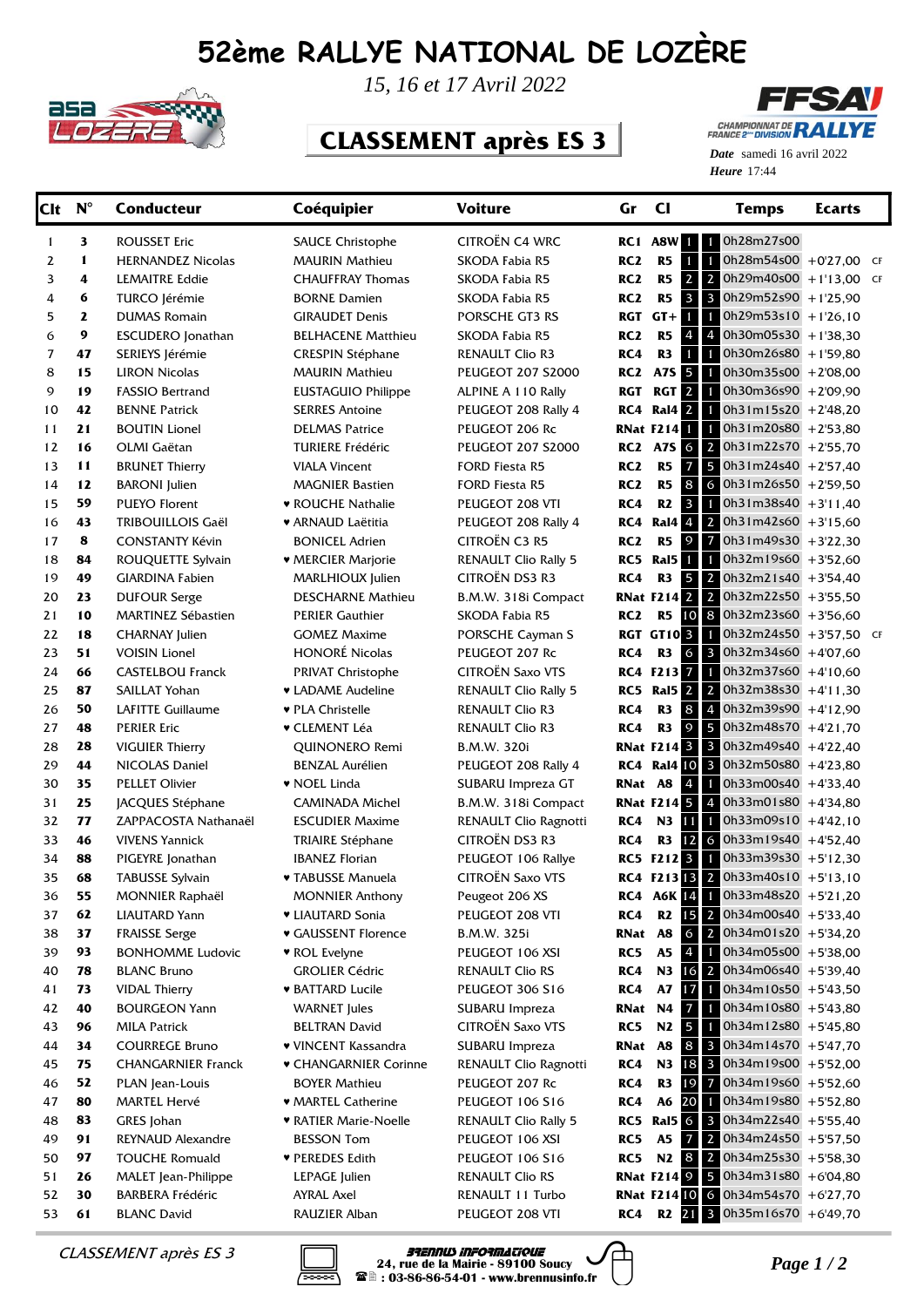# 52ème RALLYE NATIONAL DE LOZÈRE

*15, 16 et 17 Avril 2022*

## CLASSEMENT après ES 3

**Date** samedi 16 avril 2022
**Heure** 17:44

| Clt | N° | Conducteur | Coéquipier | Voiture | Gr | Cl | | | Temps | Ecarts | |
|---|---|---|---|---|---|---|---|---|---|---|---|
| 1 | 3 | ROUSSET Eric | SAUCE Christophe | CITROËN C4 WRC | RC1 | A8W | 1 | 1 | 0h28m27s00 | | |
| 2 | 1 | HERNANDEZ Nicolas | MAURIN Mathieu | SKODA Fabia R5 | RC2 | R5 | 1 | 1 | 0h28m54s00 | +0'27,00 | CF |
| 3 | 4 | LEMAITRE Eddie | CHAUFFRAY Thomas | SKODA Fabia R5 | RC2 | R5 | 2 | 2 | 0h29m40s00 | +1'13,00 | CF |
| 4 | 6 | TURCO Jérémie | BORNE Damien | SKODA Fabia R5 | RC2 | R5 | 3 | 3 | 0h29m52s90 | +1'25,90 | |
| 5 | 2 | DUMAS Romain | GIRAUDET Denis | PORSCHE GT3 RS | RGT | GT+ | 1 | 1 | 0h29m53s10 | +1'26,10 | |
| 6 | 9 | ESCUDERO Jonathan | BELHACENE Matthieu | SKODA Fabia R5 | RC2 | R5 | 4 | 4 | 0h30m05s30 | +1'38,30 | |
| 7 | 47 | SERIEYS Jérémie | CRESPIN Stéphane | RENAULT Clio R3 | RC4 | R3 | 1 | 1 | 0h30m26s80 | +1'59,80 | |
| 8 | 15 | LIRON Nicolas | MAURIN Mathieu | PEUGEOT 207 S2000 | RC2 | A7S | 5 | 1 | 0h30m35s00 | +2'08,00 | |
| 9 | 19 | FASSIO Bertrand | EUSTAGUIO Philippe | ALPINE A 110 Rally | RGT | RGT | 2 | 1 | 0h30m36s90 | +2'09,90 | |
| 10 | 42 | BENNE Patrick | SERRES Antoine | PEUGEOT 208 Rally 4 | RC4 | Ral4 | 2 | 1 | 0h31m15s20 | +2'48,20 | |
| 11 | 21 | BOUTIN Lionel | DELMAS Patrice | PEUGEOT 206 Rc | RNat | F214 | 1 | 1 | 0h31m20s80 | +2'53,80 | |
| 12 | 16 | OLMI Gaëtan | TURIERE Frédéric | PEUGEOT 207 S2000 | RC2 | A7S | 6 | 2 | 0h31m22s70 | +2'55,70 | |
| 13 | 11 | BRUNET Thierry | VIALA Vincent | FORD Fiesta R5 | RC2 | R5 | 7 | 5 | 0h31m24s40 | +2'57,40 | |
| 14 | 12 | BARONI Julien | MAGNIER Bastien | FORD Fiesta R5 | RC2 | R5 | 8 | 6 | 0h31m26s50 | +2'59,50 | |
| 15 | 59 | PUEYO Florent | ♥ ROUCHE Nathalie | PEUGEOT 208 VTI | RC4 | R2 | 3 | 1 | 0h31m38s40 | +3'11,40 | |
| 16 | 43 | TRIBOUILLOIS Gaël | ♥ ARNAUD Laëtitia | PEUGEOT 208 Rally 4 | RC4 | Ral4 | 4 | 2 | 0h31m42s60 | +3'15,60 | |
| 17 | 8 | CONSTANTY Kévin | BONICEL Adrien | CITROËN C3 R5 | RC2 | R5 | 9 | 7 | 0h31m49s30 | +3'22,30 | |
| 18 | 84 | ROUQUETTE Sylvain | ♥ MERCIER Marjorie | RENAULT Clio Rally 5 | RC5 | Ral5 | 1 | 1 | 0h32m19s60 | +3'52,60 | |
| 19 | 49 | GIARDINA Fabien | MARLHIOUX Julien | CITROËN DS3 R3 | RC4 | R3 | 5 | 2 | 0h32m21s40 | +3'54,40 | |
| 20 | 23 | DUFOUR Serge | DESCHARNE Mathieu | B.M.W. 318i Compact | RNat | F214 | 2 | 2 | 0h32m22s50 | +3'55,50 | |
| 21 | 10 | MARTINEZ Sébastien | PERIER Gauthier | SKODA Fabia R5 | RC2 | R5 | 10 | 8 | 0h32m23s60 | +3'56,60 | |
| 22 | 18 | CHARNAY Julien | GOMEZ Maxime | PORSCHE Cayman S | RGT | GT10 | 3 | 1 | 0h32m24s50 | +3'57,50 | CF |
| 23 | 51 | VOISIN Lionel | HONORÉ Nicolas | PEUGEOT 207 Rc | RC4 | R3 | 6 | 3 | 0h32m34s60 | +4'07,60 | |
| 24 | 66 | CASTELBOU Franck | PRIVAT Christophe | CITROËN Saxo VTS | RC4 | F213 | 7 | 1 | 0h32m37s60 | +4'10,60 | |
| 25 | 87 | SAILLAT Yohan | ♥ LADAME Audeline | RENAULT Clio Rally 5 | RC5 | Ral5 | 2 | 2 | 0h32m38s30 | +4'11,30 | |
| 26 | 50 | LAFITTE Guillaume | ♥ PLA Christelle | RENAULT Clio R3 | RC4 | R3 | 8 | 4 | 0h32m39s90 | +4'12,90 | |
| 27 | 48 | PERIER Eric | ♥ CLEMENT Léa | RENAULT Clio R3 | RC4 | R3 | 9 | 5 | 0h32m48s70 | +4'21,70 | |
| 28 | 28 | VIGUIER Thierry | QUINONERO Remi | B.M.W. 320i | RNat | F214 | 3 | 3 | 0h32m49s40 | +4'22,40 | |
| 29 | 44 | NICOLAS Daniel | BENZAL Aurélien | PEUGEOT 208 Rally 4 | RC4 | Ral4 | 10 | 3 | 0h32m50s80 | +4'23,80 | |
| 30 | 35 | PELLET Olivier | ♥ NOEL Linda | SUBARU Impreza GT | RNat | A8 | 4 | 1 | 0h33m00s40 | +4'33,40 | |
| 31 | 25 | JACQUES Stéphane | CAMINADA Michel | B.M.W. 318i Compact | RNat | F214 | 5 | 4 | 0h33m01s80 | +4'34,80 | |
| 32 | 77 | ZAPPACOSTA Nathanaël | ESCUDIER Maxime | RENAULT Clio Ragnotti | RC4 | N3 | 11 | 1 | 0h33m09s10 | +4'42,10 | |
| 33 | 46 | VIVENS Yannick | TRIAIRE Stéphane | CITROËN DS3 R3 | RC4 | R3 | 12 | 6 | 0h33m19s40 | +4'52,40 | |
| 34 | 88 | PIGEYRE Jonathan | IBANEZ Florian | PEUGEOT 106 Rallye | RC5 | F212 | 3 | 1 | 0h33m39s30 | +5'12,30 | |
| 35 | 68 | TABUSSE Sylvain | ♥ TABUSSE Manuela | CITROËN Saxo VTS | RC4 | F213 | 13 | 2 | 0h33m40s10 | +5'13,10 | |
| 36 | 55 | MONNIER Raphaël | MONNIER Anthony | Peugeot 206 XS | RC4 | A6K | 14 | 1 | 0h33m48s20 | +5'21,20 | |
| 37 | 62 | LIAUTARD Yann | ♥ LIAUTARD Sonia | PEUGEOT 208 VTI | RC4 | R2 | 15 | 2 | 0h34m00s40 | +5'33,40 | |
| 38 | 37 | FRAISSE Serge | ♥ GAUSSENT Florence | B.M.W. 325i | RNat | A8 | 6 | 2 | 0h34m01s20 | +5'34,20 | |
| 39 | 93 | BONHOMME Ludovic | ♥ ROL Evelyne | PEUGEOT 106 XSI | RC5 | A5 | 4 | 1 | 0h34m05s00 | +5'38,00 | |
| 40 | 78 | BLANC Bruno | GROLIER Cédric | RENAULT Clio RS | RC4 | N3 | 16 | 2 | 0h34m06s40 | +5'39,40 | |
| 41 | 73 | VIDAL Thierry | ♥ BATTARD Lucile | PEUGEOT 306 S16 | RC4 | A7 | 17 | 1 | 0h34m10s50 | +5'43,50 | |
| 42 | 40 | BOURGEON Yann | WARNET Jules | SUBARU Impreza | RNat | N4 | 7 | 1 | 0h34m10s80 | +5'43,80 | |
| 43 | 96 | MILA Patrick | BELTRAN David | CITROËN Saxo VTS | RC5 | N2 | 5 | 1 | 0h34m12s80 | +5'45,80 | |
| 44 | 34 | COURREGE Bruno | ♥ VINCENT Kassandra | SUBARU Impreza | RNat | A8 | 8 | 3 | 0h34m14s70 | +5'47,70 | |
| 45 | 75 | CHANGARNIER Franck | ♥ CHANGARNIER Corinne | RENAULT Clio Ragnotti | RC4 | N3 | 18 | 3 | 0h34m19s00 | +5'52,00 | |
| 46 | 52 | PLAN Jean-Louis | BOYER Mathieu | PEUGEOT 207 Rc | RC4 | R3 | 19 | 7 | 0h34m19s60 | +5'52,60 | |
| 47 | 80 | MARTEL Hervé | ♥ MARTEL Catherine | PEUGEOT 106 S16 | RC4 | A6 | 20 | 1 | 0h34m19s80 | +5'52,80 | |
| 48 | 83 | GRES Johan | ♥ RATIER Marie-Noelle | RENAULT Clio Rally 5 | RC5 | Ral5 | 6 | 3 | 0h34m22s40 | +5'55,40 | |
| 49 | 91 | REYNAUD Alexandre | BESSON Tom | PEUGEOT 106 XSI | RC5 | A5 | 7 | 2 | 0h34m24s50 | +5'57,50 | |
| 50 | 97 | TOUCHE Romuald | ♥ PEREDES Edith | PEUGEOT 106 S16 | RC5 | N2 | 8 | 2 | 0h34m25s30 | +5'58,30 | |
| 51 | 26 | MALET Jean-Philippe | LEPAGE Julien | RENAULT Clio RS | RNat | F214 | 9 | 5 | 0h34m31s80 | +6'04,80 | |
| 52 | 30 | BARBERA Frédéric | AYRAL Axel | RENAULT 11 Turbo | RNat | F214 | 10 | 6 | 0h34m54s70 | +6'27,70 | |
| 53 | 61 | BLANC David | RAUZIER Alban | PEUGEOT 208 VTI | RC4 | R2 | 21 | 3 | 0h35m16s70 | +6'49,70 | |

*CLASSEMENT après ES 3*

BRENNUS INFORMATIQUE
24, rue de la Mairie - 89100 Soucy
: 03-86-86-54-01 - www.brennusinfo.fr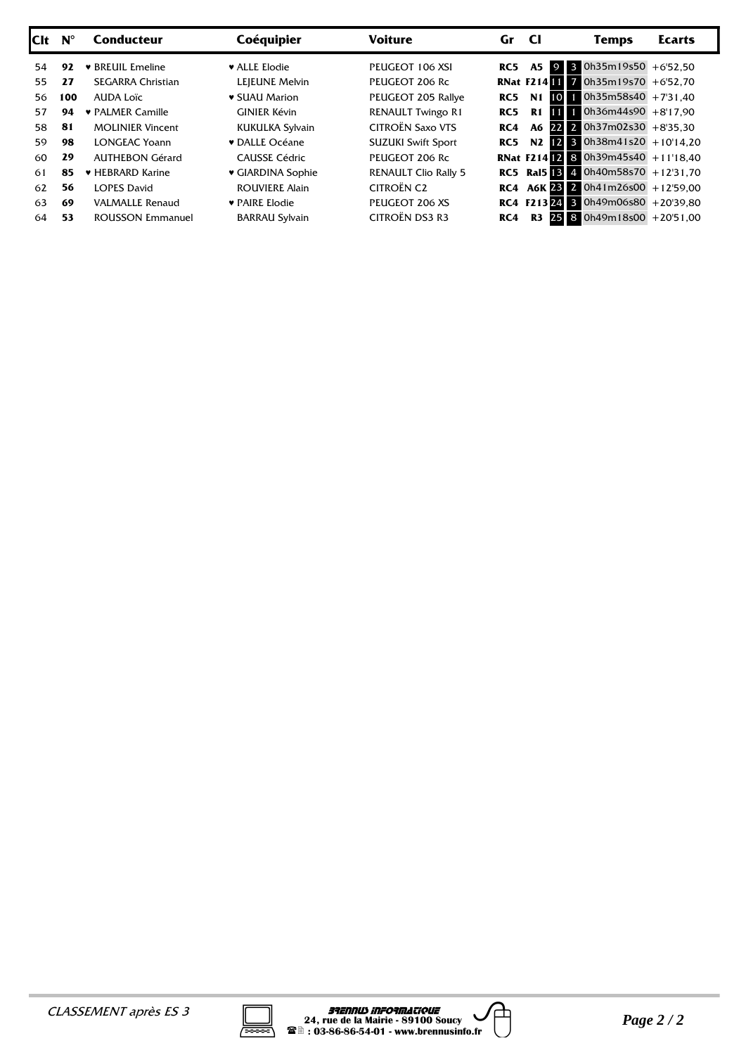| Clt | N° | Conducteur | Coéquipier | Voiture | Gr | Cl | | | Temps | Ecarts |
|---|---|---|---|---|---|---|---|---|---|---|
| 54 | **92** | ♥ BREUIL Emeline | ♥ ALLE Elodie | PEUGEOT 106 XSI | **RC5** | **A5** | 9 | 3 | 0h35m19s50 | +6'52,50 |
| 55 | **27** | SEGARRA Christian | LEJEUNE Melvin | PEUGEOT 206 Rc | **RNat** | **F214** | 11 | 7 | 0h35m19s70 | +6'52,70 |
| 56 | **100** | AUDA Loïc | ♥ SUAU Marion | PEUGEOT 205 Rallye | **RC5** | **N1** | 10 | 1 | 0h35m58s40 | +7'31,40 |
| 57 | **94** | ♥ PALMER Camille | GINIER Kévin | RENAULT Twingo R1 | **RC5** | **R1** | 11 | 1 | 0h36m44s90 | +8'17,90 |
| 58 | **81** | MOLINIER Vincent | KUKULKA Sylvain | CITROËN Saxo VTS | **RC4** | **A6** | 22 | 2 | 0h37m02s30 | +8'35,30 |
| 59 | **98** | LONGEAC Yoann | ♥ DALLE Océane | SUZUKI Swift Sport | **RC5** | **N2** | 12 | 3 | 0h38m41s20 | +10'14,20 |
| 60 | **29** | AUTHEBON Gérard | CAUSSE Cédric | PEUGEOT 206 Rc | **RNat** | **F214** | 12 | 8 | 0h39m45s40 | +11'18,40 |
| 61 | **85** | ♥ HEBRARD Karine | ♥ GIARDINA Sophie | RENAULT Clio Rally 5 | **RC5** | **Ral5** | 13 | 4 | 0h40m58s70 | +12'31,70 |
| 62 | **56** | LOPES David | ROUVIERE Alain | CITROËN C2 | **RC4** | **A6K** | 23 | 2 | 0h41m26s00 | +12'59,00 |
| 63 | **69** | VALMALLE Renaud | ♥ PAIRE Elodie | PEUGEOT 206 XS | **RC4** | **F213** | 24 | 3 | 0h49m06s80 | +20'39,80 |
| 64 | **53** | ROUSSON Emmanuel | BARRAU Sylvain | CITROËN DS3 R3 | **RC4** | **R3** | 25 | 8 | 0h49m18s00 | +20'51,00 |